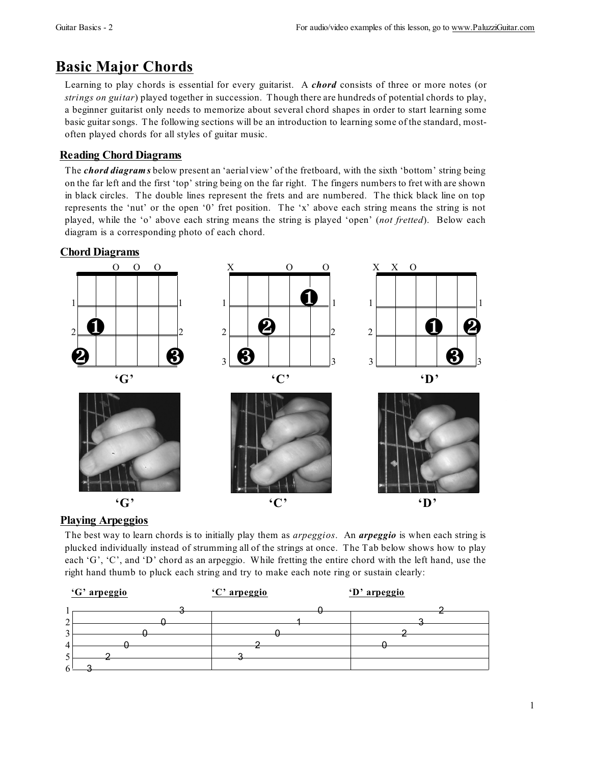# Basic Major Chords

Learning to play chords is essential for every guitarist. A ***chord*** consists of three or more notes (or *strings on guitar*) played together in succession. Though there are hundreds of potential chords to play, a beginner guitarist only needs to memorize about several chord shapes in order to start learning some basic guitar songs. The following sections will be an introduction to learning some of the standard, most-often played chords for all styles of guitar music.

## Reading Chord Diagrams

The ***chord diagrams*** below present an 'aerial view' of the fretboard, with the sixth 'bottom' string being on the far left and the first 'top' string being on the far right. The fingers numbers to fret with are shown in black circles. The double lines represent the frets and are numbered. The thick black line on top represents the 'nut' or the open '0' fret position. The 'x' above each string means the string is not played, while the 'o' above each string means the string is played 'open' (*not fretted*). Below each diagram is a corresponding photo of each chord.

## Chord Diagrams

**'G'** — O O O (strings 4, 3, 2 open); finger 1 on fret 2 (string 5); finger 2 on fret 3 (string 6); finger 3 on fret 3 (string 1)

**'C'** — X (string 6 not played), O (string 3 open), O (string 1 open); finger 1 on fret 1 (string 2); finger 2 on fret 2 (string 4); finger 3 on fret 3 (string 5)

**'D'** — X X O (strings 6, 5 not played, string 4 open); finger 1 on fret 2 (string 3); finger 2 on fret 2 (string 1); finger 3 on fret 3 (string 2)

'G' 'C' 'D'

## Playing Arpeggios

The best way to learn chords is to initially play them as *arpeggios*. An ***arpeggio*** is when each string is plucked individually instead of strumming all of the strings at once. The Tab below shows how to play each 'G', 'C', and 'D' chord as an arpeggio. While fretting the entire chord with the left hand, use the right hand thumb to pluck each string and try to make each note ring or sustain clearly:

```
   'G' arpeggio              'C' arpeggio              'D' arpeggio
1 ---------------3-------|-------------0-------|---------------2---|
2 ------------0----------|----------1----------|------------3------|
3 ---------0-------------|-------0-------------|---------2---------|
4 ------0----------------|----2----------------|------0------------|
5 ---2-------------------|-3-------------------|-------------------|
6 -3---------------------|---------------------|-------------------|
```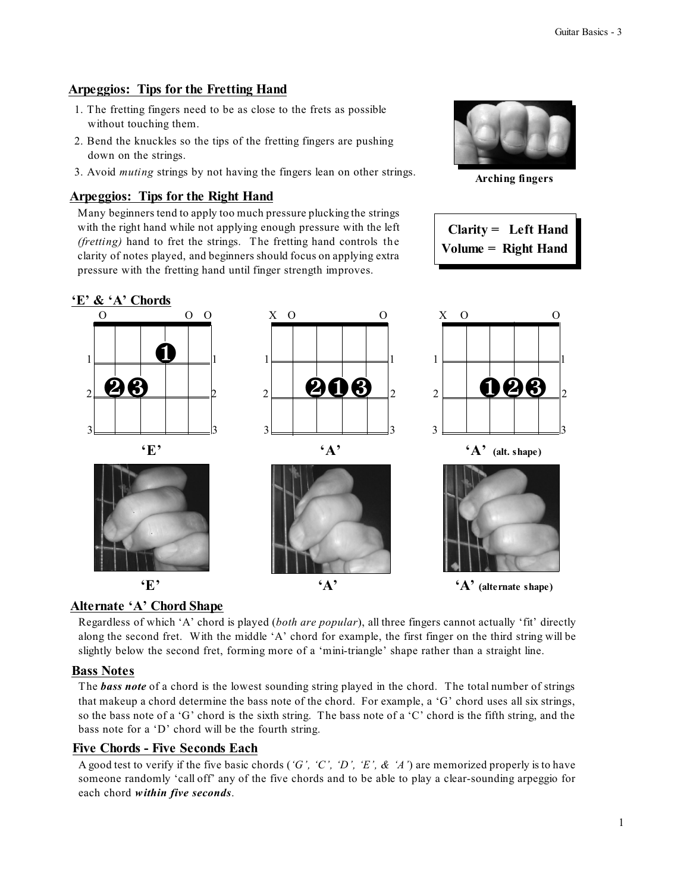## Arpeggios: Tips for the Fretting Hand

1. The fretting fingers need to be as close to the frets as possible without touching them.
2. Bend the knuckles so the tips of the fretting fingers are pushing down on the strings.
3. Avoid *muting* strings by not having the fingers lean on other strings.

**Arching fingers**

## Arpeggios: Tips for the Right Hand

Many beginners tend to apply too much pressure plucking the strings with the right hand while not applying enough pressure with the left *(fretting)* hand to fret the strings. The fretting hand controls the clarity of notes played, and beginners should focus on applying extra pressure with the fretting hand until finger strength improves.

**Clarity = Left Hand**
**Volume = Right Hand**

## 'E' & 'A' Chords

**'E'**

**'A'**

**'A'** (alt. shape)

**'E'**

**'A'**

**'A'** (alternate shape)

## Alternate 'A' Chord Shape

Regardless of which 'A' chord is played (*both are popular*), all three fingers cannot actually 'fit' directly along the second fret. With the middle 'A' chord for example, the first finger on the third string will be slightly below the second fret, forming more of a 'mini-triangle' shape rather than a straight line.

## Bass Notes

The ***bass note*** of a chord is the lowest sounding string played in the chord. The total number of strings that makeup a chord determine the bass note of the chord. For example, a 'G' chord uses all six strings, so the bass note of a 'G' chord is the sixth string. The bass note of a 'C' chord is the fifth string, and the bass note for a 'D' chord will be the fourth string.

## Five Chords - Five Seconds Each

A good test to verify if the five basic chords (*'G', 'C', 'D', 'E', & 'A'*) are memorized properly is to have someone randomly 'call off' any of the five chords and to be able to play a clear-sounding arpeggio for each chord ***within five seconds***.